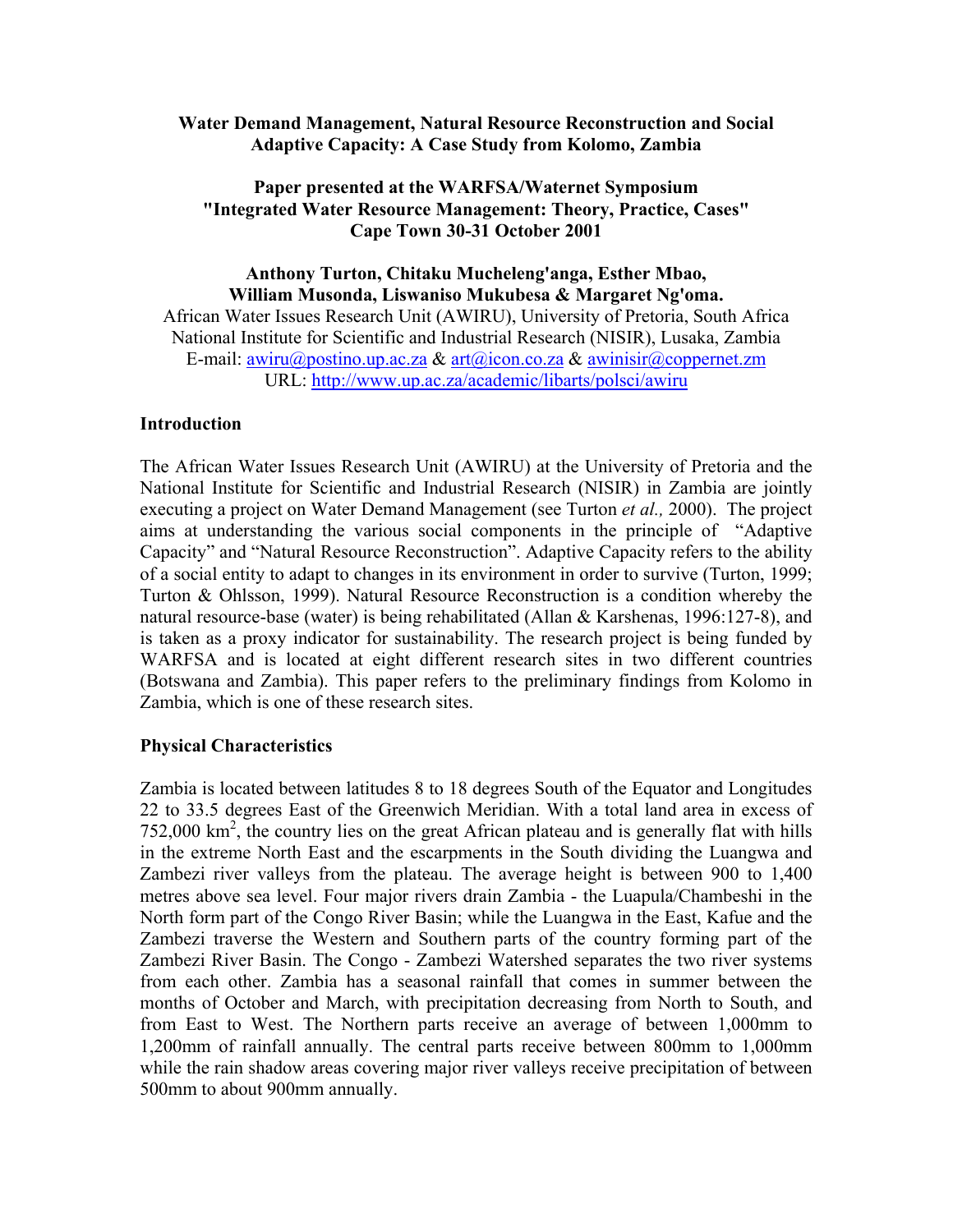# Water Demand Management, Natural Resource Reconstruction and Social Adaptive Capacity: A Case Study from Kolomo, Zambia

**Paper presented at the WARFSA/Waternet Symposium "Integrated Water Resource Management: Theory, Practice, Cases" Cape Town 30-31 October 2001**

**Anthony Turton, Chitaku Mucheleng'anga, Esther Mbao, William Musonda, Liswaniso Mukubesa & Margaret Ng'oma.**

African Water Issues Research Unit (AWIRU), University of Pretoria, South Africa
National Institute for Scientific and Industrial Research (NISIR), Lusaka, Zambia
E-mail: awiru@postino.up.ac.za & art@icon.co.za & awinisir@coppernet.zm
URL: http://www.up.ac.za/academic/libarts/polsci/awiru

## Introduction

The African Water Issues Research Unit (AWIRU) at the University of Pretoria and the National Institute for Scientific and Industrial Research (NISIR) in Zambia are jointly executing a project on Water Demand Management (see Turton *et al.,* 2000). The project aims at understanding the various social components in the principle of "Adaptive Capacity" and "Natural Resource Reconstruction". Adaptive Capacity refers to the ability of a social entity to adapt to changes in its environment in order to survive (Turton, 1999; Turton & Ohlsson, 1999). Natural Resource Reconstruction is a condition whereby the natural resource-base (water) is being rehabilitated (Allan & Karshenas, 1996:127-8), and is taken as a proxy indicator for sustainability. The research project is being funded by WARFSA and is located at eight different research sites in two different countries (Botswana and Zambia). This paper refers to the preliminary findings from Kolomo in Zambia, which is one of these research sites.

## Physical Characteristics

Zambia is located between latitudes 8 to 18 degrees South of the Equator and Longitudes 22 to 33.5 degrees East of the Greenwich Meridian. With a total land area in excess of 752,000 km$^2$, the country lies on the great African plateau and is generally flat with hills in the extreme North East and the escarpments in the South dividing the Luangwa and Zambezi river valleys from the plateau. The average height is between 900 to 1,400 metres above sea level. Four major rivers drain Zambia - the Luapula/Chambeshi in the North form part of the Congo River Basin; while the Luangwa in the East, Kafue and the Zambezi traverse the Western and Southern parts of the country forming part of the Zambezi River Basin. The Congo - Zambezi Watershed separates the two river systems from each other. Zambia has a seasonal rainfall that comes in summer between the months of October and March, with precipitation decreasing from North to South, and from East to West. The Northern parts receive an average of between 1,000mm to 1,200mm of rainfall annually. The central parts receive between 800mm to 1,000mm while the rain shadow areas covering major river valleys receive precipitation of between 500mm to about 900mm annually.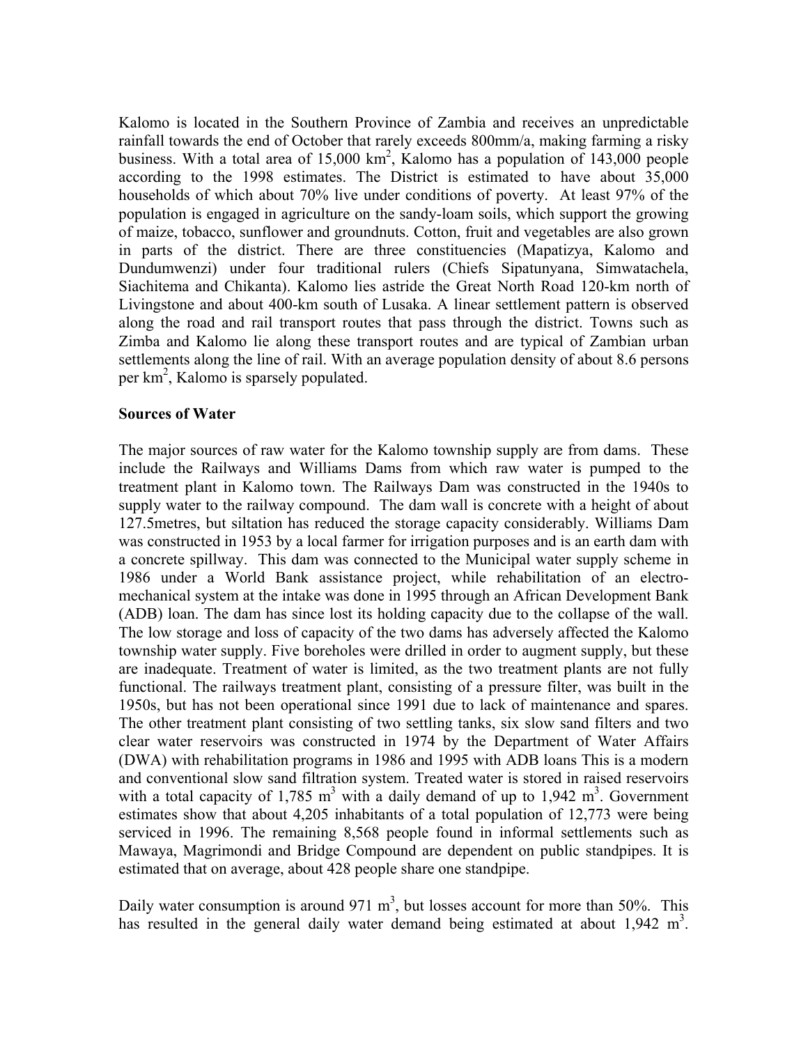Kalomo is located in the Southern Province of Zambia and receives an unpredictable rainfall towards the end of October that rarely exceeds 800mm/a, making farming a risky business. With a total area of 15,000 km$^2$, Kalomo has a population of 143,000 people according to the 1998 estimates. The District is estimated to have about 35,000 households of which about 70% live under conditions of poverty. At least 97% of the population is engaged in agriculture on the sandy-loam soils, which support the growing of maize, tobacco, sunflower and groundnuts. Cotton, fruit and vegetables are also grown in parts of the district. There are three constituencies (Mapatizya, Kalomo and Dundumwenzi) under four traditional rulers (Chiefs Sipatunyana, Simwatachela, Siachitema and Chikanta). Kalomo lies astride the Great North Road 120-km north of Livingstone and about 400-km south of Lusaka. A linear settlement pattern is observed along the road and rail transport routes that pass through the district. Towns such as Zimba and Kalomo lie along these transport routes and are typical of Zambian urban settlements along the line of rail. With an average population density of about 8.6 persons per km$^2$, Kalomo is sparsely populated.

**Sources of Water**

The major sources of raw water for the Kalomo township supply are from dams. These include the Railways and Williams Dams from which raw water is pumped to the treatment plant in Kalomo town. The Railways Dam was constructed in the 1940s to supply water to the railway compound. The dam wall is concrete with a height of about 127.5metres, but siltation has reduced the storage capacity considerably. Williams Dam was constructed in 1953 by a local farmer for irrigation purposes and is an earth dam with a concrete spillway. This dam was connected to the Municipal water supply scheme in 1986 under a World Bank assistance project, while rehabilitation of an electro-mechanical system at the intake was done in 1995 through an African Development Bank (ADB) loan. The dam has since lost its holding capacity due to the collapse of the wall. The low storage and loss of capacity of the two dams has adversely affected the Kalomo township water supply. Five boreholes were drilled in order to augment supply, but these are inadequate. Treatment of water is limited, as the two treatment plants are not fully functional. The railways treatment plant, consisting of a pressure filter, was built in the 1950s, but has not been operational since 1991 due to lack of maintenance and spares. The other treatment plant consisting of two settling tanks, six slow sand filters and two clear water reservoirs was constructed in 1974 by the Department of Water Affairs (DWA) with rehabilitation programs in 1986 and 1995 with ADB loans This is a modern and conventional slow sand filtration system. Treated water is stored in raised reservoirs with a total capacity of 1,785 m$^3$ with a daily demand of up to 1,942 m$^3$. Government estimates show that about 4,205 inhabitants of a total population of 12,773 were being serviced in 1996. The remaining 8,568 people found in informal settlements such as Mawaya, Magrimondi and Bridge Compound are dependent on public standpipes. It is estimated that on average, about 428 people share one standpipe.

Daily water consumption is around 971 m$^3$, but losses account for more than 50%. This has resulted in the general daily water demand being estimated at about 1,942 m$^3$.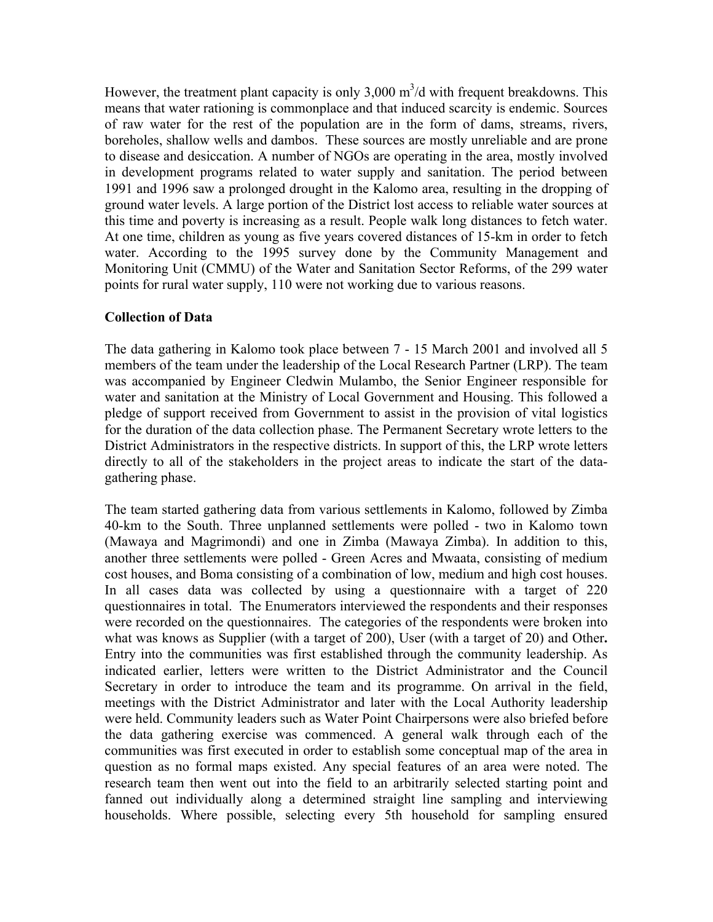However, the treatment plant capacity is only 3,000 $m^3$/d with frequent breakdowns. This means that water rationing is commonplace and that induced scarcity is endemic. Sources of raw water for the rest of the population are in the form of dams, streams, rivers, boreholes, shallow wells and dambos. These sources are mostly unreliable and are prone to disease and desiccation. A number of NGOs are operating in the area, mostly involved in development programs related to water supply and sanitation. The period between 1991 and 1996 saw a prolonged drought in the Kalomo area, resulting in the dropping of ground water levels. A large portion of the District lost access to reliable water sources at this time and poverty is increasing as a result. People walk long distances to fetch water. At one time, children as young as five years covered distances of 15-km in order to fetch water. According to the 1995 survey done by the Community Management and Monitoring Unit (CMMU) of the Water and Sanitation Sector Reforms, of the 299 water points for rural water supply, 110 were not working due to various reasons.

**Collection of Data**

The data gathering in Kalomo took place between 7 - 15 March 2001 and involved all 5 members of the team under the leadership of the Local Research Partner (LRP). The team was accompanied by Engineer Cledwin Mulambo, the Senior Engineer responsible for water and sanitation at the Ministry of Local Government and Housing. This followed a pledge of support received from Government to assist in the provision of vital logistics for the duration of the data collection phase. The Permanent Secretary wrote letters to the District Administrators in the respective districts. In support of this, the LRP wrote letters directly to all of the stakeholders in the project areas to indicate the start of the data-gathering phase.

The team started gathering data from various settlements in Kalomo, followed by Zimba 40-km to the South. Three unplanned settlements were polled - two in Kalomo town (Mawaya and Magrimondi) and one in Zimba (Mawaya Zimba). In addition to this, another three settlements were polled - Green Acres and Mwaata, consisting of medium cost houses, and Boma consisting of a combination of low, medium and high cost houses. In all cases data was collected by using a questionnaire with a target of 220 questionnaires in total. The Enumerators interviewed the respondents and their responses were recorded on the questionnaires. The categories of the respondents were broken into what was knows as Supplier (with a target of 200), User (with a target of 20) and Other**.** Entry into the communities was first established through the community leadership. As indicated earlier, letters were written to the District Administrator and the Council Secretary in order to introduce the team and its programme. On arrival in the field, meetings with the District Administrator and later with the Local Authority leadership were held. Community leaders such as Water Point Chairpersons were also briefed before the data gathering exercise was commenced. A general walk through each of the communities was first executed in order to establish some conceptual map of the area in question as no formal maps existed. Any special features of an area were noted. The research team then went out into the field to an arbitrarily selected starting point and fanned out individually along a determined straight line sampling and interviewing households. Where possible, selecting every 5th household for sampling ensured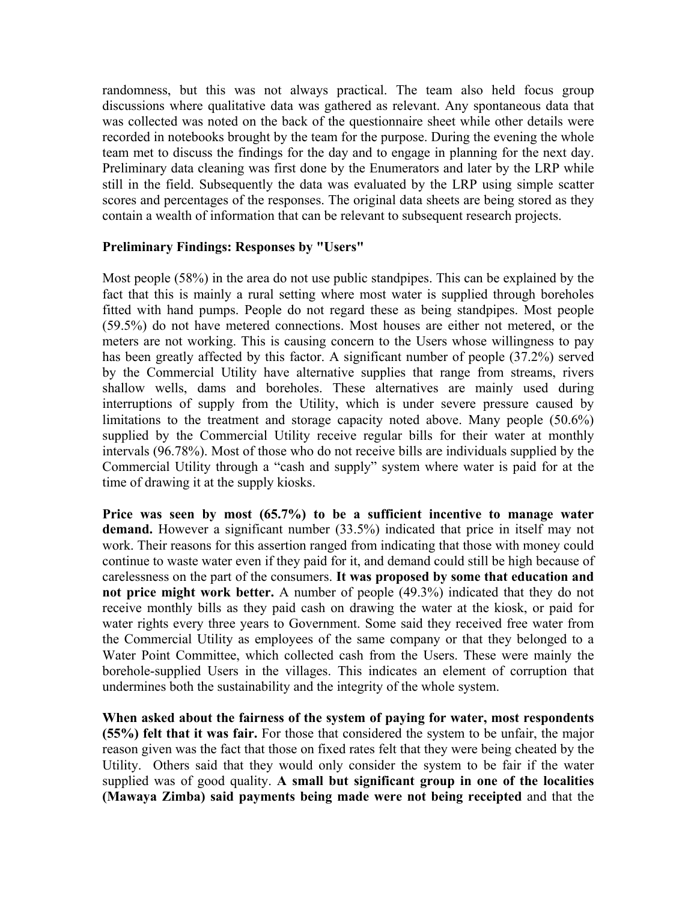randomness, but this was not always practical. The team also held focus group discussions where qualitative data was gathered as relevant. Any spontaneous data that was collected was noted on the back of the questionnaire sheet while other details were recorded in notebooks brought by the team for the purpose. During the evening the whole team met to discuss the findings for the day and to engage in planning for the next day. Preliminary data cleaning was first done by the Enumerators and later by the LRP while still in the field. Subsequently the data was evaluated by the LRP using simple scatter scores and percentages of the responses. The original data sheets are being stored as they contain a wealth of information that can be relevant to subsequent research projects.

**Preliminary Findings: Responses by "Users"**

Most people (58%) in the area do not use public standpipes. This can be explained by the fact that this is mainly a rural setting where most water is supplied through boreholes fitted with hand pumps. People do not regard these as being standpipes. Most people (59.5%) do not have metered connections. Most houses are either not metered, or the meters are not working. This is causing concern to the Users whose willingness to pay has been greatly affected by this factor. A significant number of people (37.2%) served by the Commercial Utility have alternative supplies that range from streams, rivers shallow wells, dams and boreholes. These alternatives are mainly used during interruptions of supply from the Utility, which is under severe pressure caused by limitations to the treatment and storage capacity noted above. Many people (50.6%) supplied by the Commercial Utility receive regular bills for their water at monthly intervals (96.78%). Most of those who do not receive bills are individuals supplied by the Commercial Utility through a "cash and supply" system where water is paid for at the time of drawing it at the supply kiosks.

**Price was seen by most (65.7%) to be a sufficient incentive to manage water demand.** However a significant number (33.5%) indicated that price in itself may not work. Their reasons for this assertion ranged from indicating that those with money could continue to waste water even if they paid for it, and demand could still be high because of carelessness on the part of the consumers. **It was proposed by some that education and not price might work better.** A number of people (49.3%) indicated that they do not receive monthly bills as they paid cash on drawing the water at the kiosk, or paid for water rights every three years to Government. Some said they received free water from the Commercial Utility as employees of the same company or that they belonged to a Water Point Committee, which collected cash from the Users. These were mainly the borehole-supplied Users in the villages. This indicates an element of corruption that undermines both the sustainability and the integrity of the whole system.

**When asked about the fairness of the system of paying for water, most respondents (55%) felt that it was fair.** For those that considered the system to be unfair, the major reason given was the fact that those on fixed rates felt that they were being cheated by the Utility. Others said that they would only consider the system to be fair if the water supplied was of good quality. **A small but significant group in one of the localities (Mawaya Zimba) said payments being made were not being receipted** and that the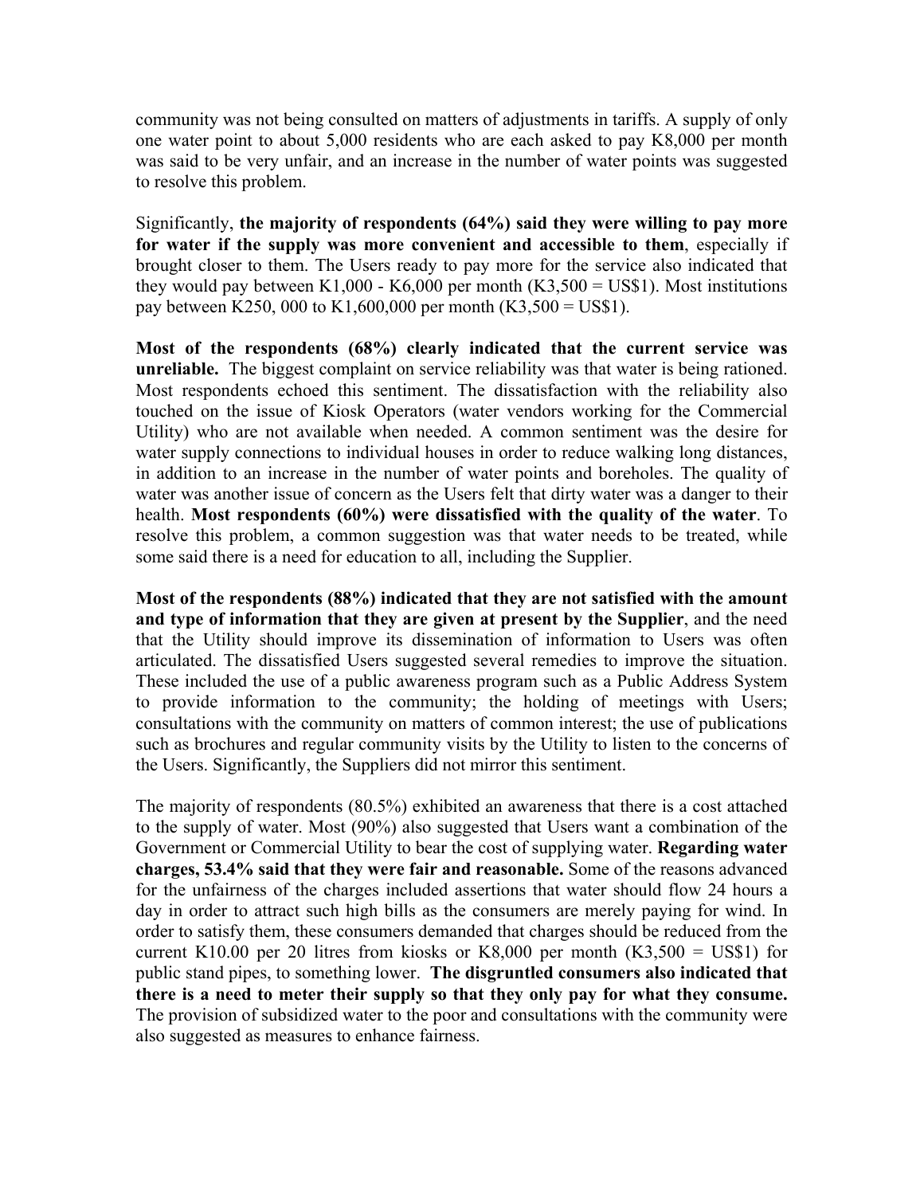community was not being consulted on matters of adjustments in tariffs. A supply of only one water point to about 5,000 residents who are each asked to pay K8,000 per month was said to be very unfair, and an increase in the number of water points was suggested to resolve this problem.

Significantly, **the majority of respondents (64%) said they were willing to pay more for water if the supply was more convenient and accessible to them**, especially if brought closer to them. The Users ready to pay more for the service also indicated that they would pay between K1,000 - K6,000 per month (K3,500 = US$1). Most institutions pay between K250, 000 to K1,600,000 per month (K3,500 = US$1).

**Most of the respondents (68%) clearly indicated that the current service was unreliable.** The biggest complaint on service reliability was that water is being rationed. Most respondents echoed this sentiment. The dissatisfaction with the reliability also touched on the issue of Kiosk Operators (water vendors working for the Commercial Utility) who are not available when needed. A common sentiment was the desire for water supply connections to individual houses in order to reduce walking long distances, in addition to an increase in the number of water points and boreholes. The quality of water was another issue of concern as the Users felt that dirty water was a danger to their health. **Most respondents (60%) were dissatisfied with the quality of the water**. To resolve this problem, a common suggestion was that water needs to be treated, while some said there is a need for education to all, including the Supplier.

**Most of the respondents (88%) indicated that they are not satisfied with the amount and type of information that they are given at present by the Supplier**, and the need that the Utility should improve its dissemination of information to Users was often articulated. The dissatisfied Users suggested several remedies to improve the situation. These included the use of a public awareness program such as a Public Address System to provide information to the community; the holding of meetings with Users; consultations with the community on matters of common interest; the use of publications such as brochures and regular community visits by the Utility to listen to the concerns of the Users. Significantly, the Suppliers did not mirror this sentiment.

The majority of respondents (80.5%) exhibited an awareness that there is a cost attached to the supply of water. Most (90%) also suggested that Users want a combination of the Government or Commercial Utility to bear the cost of supplying water. **Regarding water charges, 53.4% said that they were fair and reasonable.** Some of the reasons advanced for the unfairness of the charges included assertions that water should flow 24 hours a day in order to attract such high bills as the consumers are merely paying for wind. In order to satisfy them, these consumers demanded that charges should be reduced from the current K10.00 per 20 litres from kiosks or K8,000 per month (K3,500 = US$1) for public stand pipes, to something lower. **The disgruntled consumers also indicated that there is a need to meter their supply so that they only pay for what they consume.** The provision of subsidized water to the poor and consultations with the community were also suggested as measures to enhance fairness.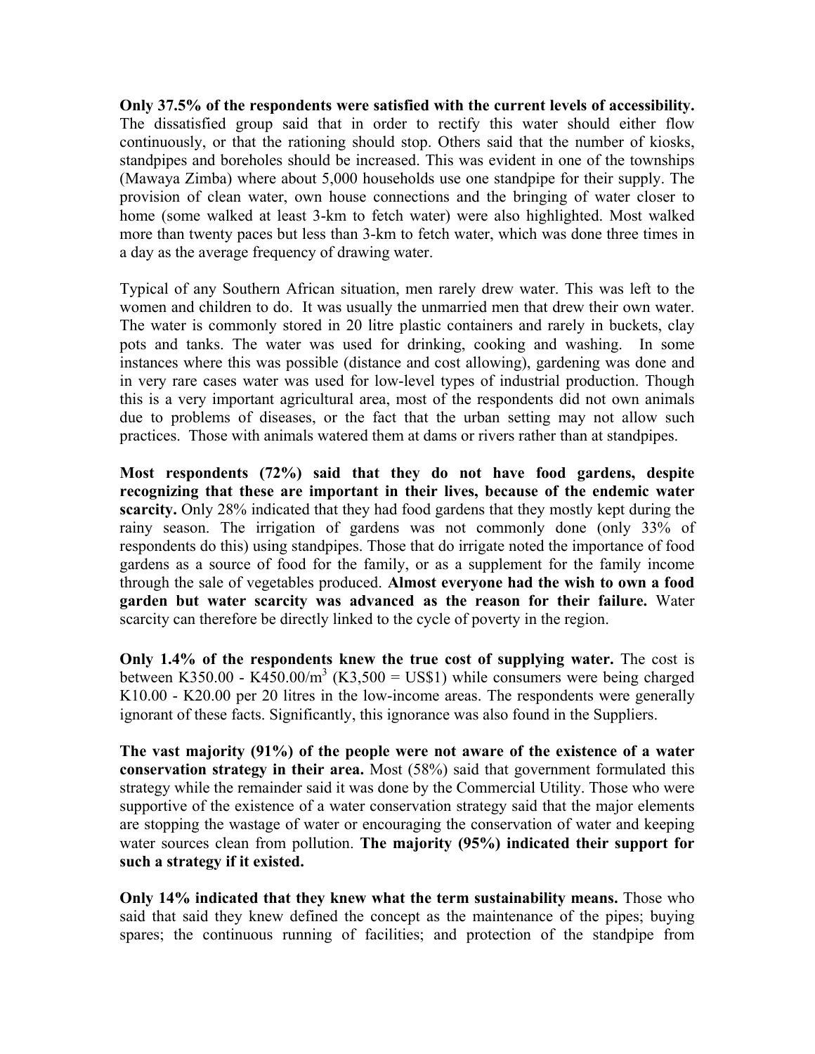**Only 37.5% of the respondents were satisfied with the current levels of accessibility.** The dissatisfied group said that in order to rectify this water should either flow continuously, or that the rationing should stop. Others said that the number of kiosks, standpipes and boreholes should be increased. This was evident in one of the townships (Mawaya Zimba) where about 5,000 households use one standpipe for their supply. The provision of clean water, own house connections and the bringing of water closer to home (some walked at least 3-km to fetch water) were also highlighted. Most walked more than twenty paces but less than 3-km to fetch water, which was done three times in a day as the average frequency of drawing water.

Typical of any Southern African situation, men rarely drew water. This was left to the women and children to do. It was usually the unmarried men that drew their own water. The water is commonly stored in 20 litre plastic containers and rarely in buckets, clay pots and tanks. The water was used for drinking, cooking and washing. In some instances where this was possible (distance and cost allowing), gardening was done and in very rare cases water was used for low-level types of industrial production. Though this is a very important agricultural area, most of the respondents did not own animals due to problems of diseases, or the fact that the urban setting may not allow such practices. Those with animals watered them at dams or rivers rather than at standpipes.

**Most respondents (72%) said that they do not have food gardens, despite recognizing that these are important in their lives, because of the endemic water scarcity.** Only 28% indicated that they had food gardens that they mostly kept during the rainy season. The irrigation of gardens was not commonly done (only 33% of respondents do this) using standpipes. Those that do irrigate noted the importance of food gardens as a source of food for the family, or as a supplement for the family income through the sale of vegetables produced. **Almost everyone had the wish to own a food garden but water scarcity was advanced as the reason for their failure.** Water scarcity can therefore be directly linked to the cycle of poverty in the region.

**Only 1.4% of the respondents knew the true cost of supplying water.** The cost is between K350.00 - K450.00/$m^3$ (K3,500 = US$1) while consumers were being charged K10.00 - K20.00 per 20 litres in the low-income areas. The respondents were generally ignorant of these facts. Significantly, this ignorance was also found in the Suppliers.

**The vast majority (91%) of the people were not aware of the existence of a water conservation strategy in their area.** Most (58%) said that government formulated this strategy while the remainder said it was done by the Commercial Utility. Those who were supportive of the existence of a water conservation strategy said that the major elements are stopping the wastage of water or encouraging the conservation of water and keeping water sources clean from pollution. **The majority (95%) indicated their support for such a strategy if it existed.**

**Only 14% indicated that they knew what the term sustainability means.** Those who said that said they knew defined the concept as the maintenance of the pipes; buying spares; the continuous running of facilities; and protection of the standpipe from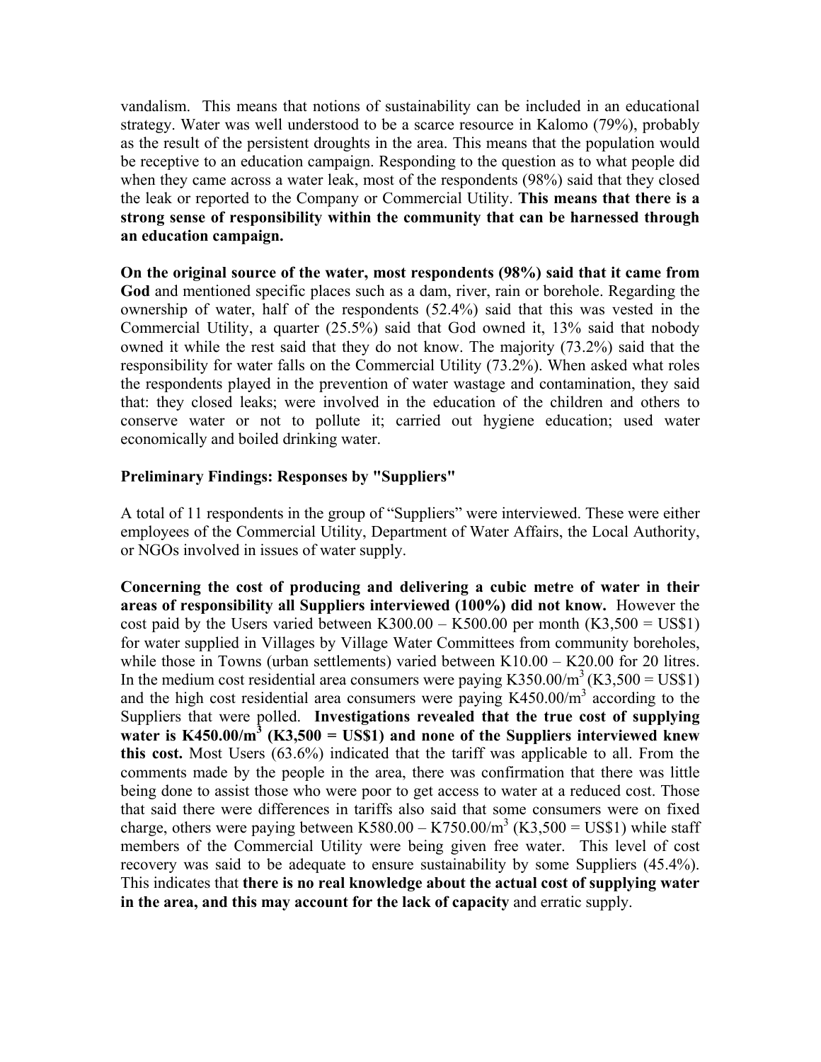vandalism. This means that notions of sustainability can be included in an educational strategy. Water was well understood to be a scarce resource in Kalomo (79%), probably as the result of the persistent droughts in the area. This means that the population would be receptive to an education campaign. Responding to the question as to what people did when they came across a water leak, most of the respondents (98%) said that they closed the leak or reported to the Company or Commercial Utility. **This means that there is a strong sense of responsibility within the community that can be harnessed through an education campaign.**

**On the original source of the water, most respondents (98%) said that it came from God** and mentioned specific places such as a dam, river, rain or borehole. Regarding the ownership of water, half of the respondents (52.4%) said that this was vested in the Commercial Utility, a quarter (25.5%) said that God owned it, 13% said that nobody owned it while the rest said that they do not know. The majority (73.2%) said that the responsibility for water falls on the Commercial Utility (73.2%). When asked what roles the respondents played in the prevention of water wastage and contamination, they said that: they closed leaks; were involved in the education of the children and others to conserve water or not to pollute it; carried out hygiene education; used water economically and boiled drinking water.

**Preliminary Findings: Responses by "Suppliers"**

A total of 11 respondents in the group of "Suppliers" were interviewed. These were either employees of the Commercial Utility, Department of Water Affairs, the Local Authority, or NGOs involved in issues of water supply.

**Concerning the cost of producing and delivering a cubic metre of water in their areas of responsibility all Suppliers interviewed (100%) did not know.** However the cost paid by the Users varied between K300.00 – K500.00 per month (K3,500 = US$1) for water supplied in Villages by Village Water Committees from community boreholes, while those in Towns (urban settlements) varied between K10.00 – K20.00 for 20 litres. In the medium cost residential area consumers were paying K350.00/m$^3$ (K3,500 = US$1) and the high cost residential area consumers were paying K450.00/m$^3$ according to the Suppliers that were polled. **Investigations revealed that the true cost of supplying water is K450.00/m$^3$ (K3,500 = US$1) and none of the Suppliers interviewed knew this cost.** Most Users (63.6%) indicated that the tariff was applicable to all. From the comments made by the people in the area, there was confirmation that there was little being done to assist those who were poor to get access to water at a reduced cost. Those that said there were differences in tariffs also said that some consumers were on fixed charge, others were paying between K580.00 – K750.00/m$^3$ (K3,500 = US$1) while staff members of the Commercial Utility were being given free water. This level of cost recovery was said to be adequate to ensure sustainability by some Suppliers (45.4%). This indicates that **there is no real knowledge about the actual cost of supplying water in the area, and this may account for the lack of capacity** and erratic supply.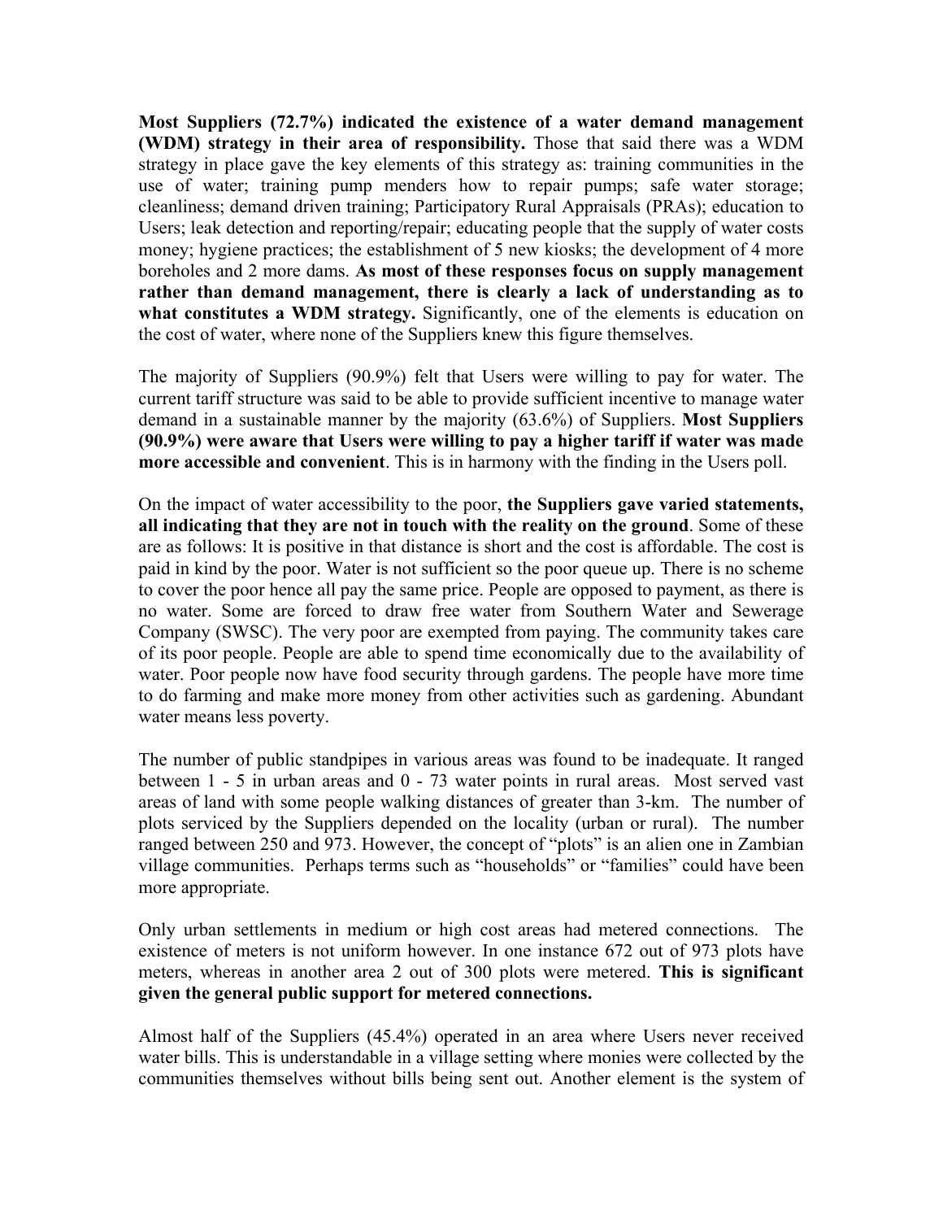**Most Suppliers (72.7%) indicated the existence of a water demand management (WDM) strategy in their area of responsibility.** Those that said there was a WDM strategy in place gave the key elements of this strategy as: training communities in the use of water; training pump menders how to repair pumps; safe water storage; cleanliness; demand driven training; Participatory Rural Appraisals (PRAs); education to Users; leak detection and reporting/repair; educating people that the supply of water costs money; hygiene practices; the establishment of 5 new kiosks; the development of 4 more boreholes and 2 more dams. **As most of these responses focus on supply management rather than demand management, there is clearly a lack of understanding as to what constitutes a WDM strategy.** Significantly, one of the elements is education on the cost of water, where none of the Suppliers knew this figure themselves.

The majority of Suppliers (90.9%) felt that Users were willing to pay for water. The current tariff structure was said to be able to provide sufficient incentive to manage water demand in a sustainable manner by the majority (63.6%) of Suppliers. **Most Suppliers (90.9%) were aware that Users were willing to pay a higher tariff if water was made more accessible and convenient**. This is in harmony with the finding in the Users poll.

On the impact of water accessibility to the poor, **the Suppliers gave varied statements, all indicating that they are not in touch with the reality on the ground**. Some of these are as follows: It is positive in that distance is short and the cost is affordable. The cost is paid in kind by the poor. Water is not sufficient so the poor queue up. There is no scheme to cover the poor hence all pay the same price. People are opposed to payment, as there is no water. Some are forced to draw free water from Southern Water and Sewerage Company (SWSC). The very poor are exempted from paying. The community takes care of its poor people. People are able to spend time economically due to the availability of water. Poor people now have food security through gardens. The people have more time to do farming and make more money from other activities such as gardening. Abundant water means less poverty.

The number of public standpipes in various areas was found to be inadequate. It ranged between 1 - 5 in urban areas and 0 - 73 water points in rural areas. Most served vast areas of land with some people walking distances of greater than 3-km. The number of plots serviced by the Suppliers depended on the locality (urban or rural). The number ranged between 250 and 973. However, the concept of "plots" is an alien one in Zambian village communities. Perhaps terms such as "households" or "families" could have been more appropriate.

Only urban settlements in medium or high cost areas had metered connections. The existence of meters is not uniform however. In one instance 672 out of 973 plots have meters, whereas in another area 2 out of 300 plots were metered. **This is significant given the general public support for metered connections.**

Almost half of the Suppliers (45.4%) operated in an area where Users never received water bills. This is understandable in a village setting where monies were collected by the communities themselves without bills being sent out. Another element is the system of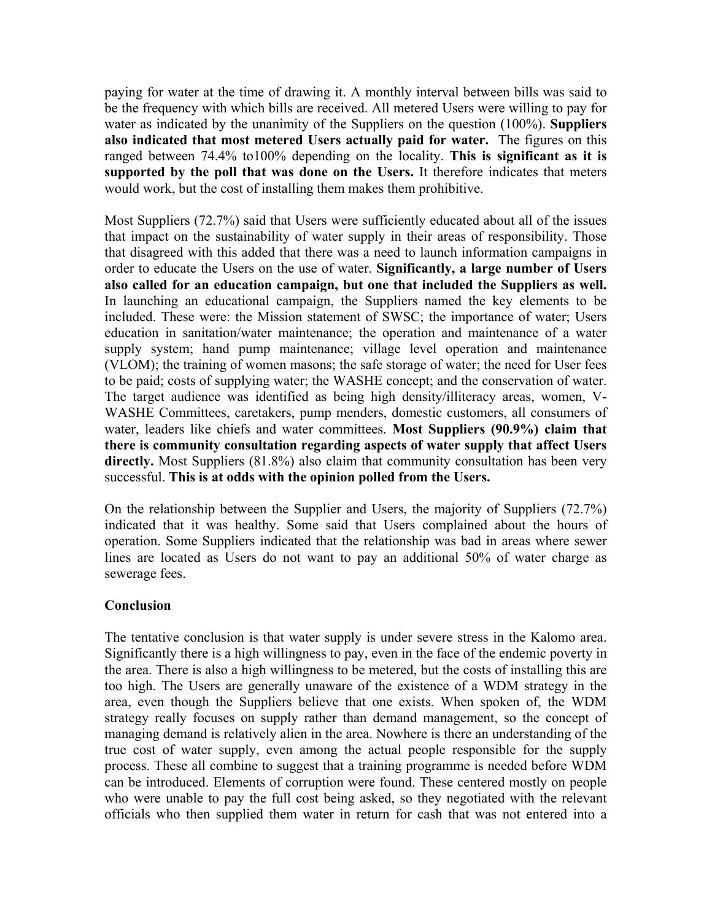paying for water at the time of drawing it. A monthly interval between bills was said to be the frequency with which bills are received. All metered Users were willing to pay for water as indicated by the unanimity of the Suppliers on the question (100%). **Suppliers also indicated that most metered Users actually paid for water.** The figures on this ranged between 74.4% to100% depending on the locality. **This is significant as it is supported by the poll that was done on the Users.** It therefore indicates that meters would work, but the cost of installing them makes them prohibitive.

Most Suppliers (72.7%) said that Users were sufficiently educated about all of the issues that impact on the sustainability of water supply in their areas of responsibility. Those that disagreed with this added that there was a need to launch information campaigns in order to educate the Users on the use of water. **Significantly, a large number of Users also called for an education campaign, but one that included the Suppliers as well.** In launching an educational campaign, the Suppliers named the key elements to be included. These were: the Mission statement of SWSC; the importance of water; Users education in sanitation/water maintenance; the operation and maintenance of a water supply system; hand pump maintenance; village level operation and maintenance (VLOM); the training of women masons; the safe storage of water; the need for User fees to be paid; costs of supplying water; the WASHE concept; and the conservation of water. The target audience was identified as being high density/illiteracy areas, women, V-WASHE Committees, caretakers, pump menders, domestic customers, all consumers of water, leaders like chiefs and water committees. **Most Suppliers (90.9%) claim that there is community consultation regarding aspects of water supply that affect Users directly.** Most Suppliers (81.8%) also claim that community consultation has been very successful. **This is at odds with the opinion polled from the Users.**

On the relationship between the Supplier and Users, the majority of Suppliers (72.7%) indicated that it was healthy. Some said that Users complained about the hours of operation. Some Suppliers indicated that the relationship was bad in areas where sewer lines are located as Users do not want to pay an additional 50% of water charge as sewerage fees.

**Conclusion**

The tentative conclusion is that water supply is under severe stress in the Kalomo area. Significantly there is a high willingness to pay, even in the face of the endemic poverty in the area. There is also a high willingness to be metered, but the costs of installing this are too high. The Users are generally unaware of the existence of a WDM strategy in the area, even though the Suppliers believe that one exists. When spoken of, the WDM strategy really focuses on supply rather than demand management, so the concept of managing demand is relatively alien in the area. Nowhere is there an understanding of the true cost of water supply, even among the actual people responsible for the supply process. These all combine to suggest that a training programme is needed before WDM can be introduced. Elements of corruption were found. These centered mostly on people who were unable to pay the full cost being asked, so they negotiated with the relevant officials who then supplied them water in return for cash that was not entered into a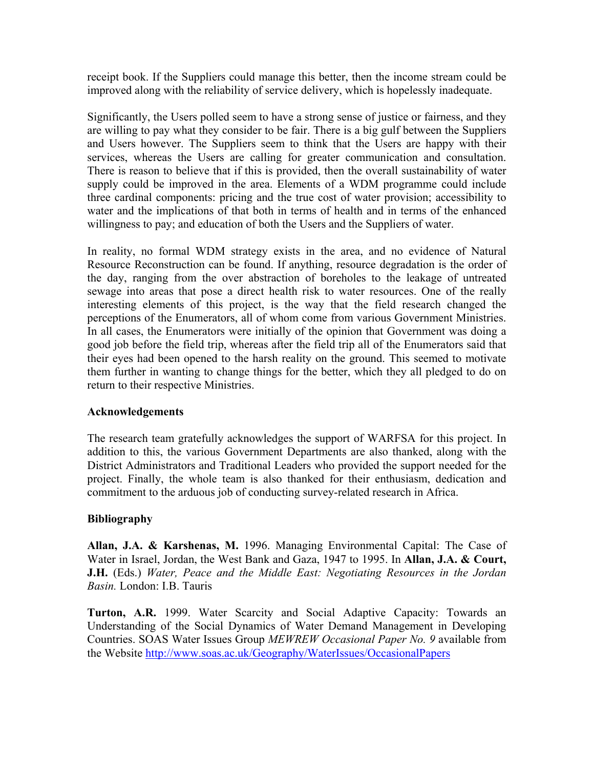receipt book. If the Suppliers could manage this better, then the income stream could be improved along with the reliability of service delivery, which is hopelessly inadequate.

Significantly, the Users polled seem to have a strong sense of justice or fairness, and they are willing to pay what they consider to be fair. There is a big gulf between the Suppliers and Users however. The Suppliers seem to think that the Users are happy with their services, whereas the Users are calling for greater communication and consultation. There is reason to believe that if this is provided, then the overall sustainability of water supply could be improved in the area. Elements of a WDM programme could include three cardinal components: pricing and the true cost of water provision; accessibility to water and the implications of that both in terms of health and in terms of the enhanced willingness to pay; and education of both the Users and the Suppliers of water.

In reality, no formal WDM strategy exists in the area, and no evidence of Natural Resource Reconstruction can be found. If anything, resource degradation is the order of the day, ranging from the over abstraction of boreholes to the leakage of untreated sewage into areas that pose a direct health risk to water resources. One of the really interesting elements of this project, is the way that the field research changed the perceptions of the Enumerators, all of whom come from various Government Ministries. In all cases, the Enumerators were initially of the opinion that Government was doing a good job before the field trip, whereas after the field trip all of the Enumerators said that their eyes had been opened to the harsh reality on the ground. This seemed to motivate them further in wanting to change things for the better, which they all pledged to do on return to their respective Ministries.

**Acknowledgements**

The research team gratefully acknowledges the support of WARFSA for this project. In addition to this, the various Government Departments are also thanked, along with the District Administrators and Traditional Leaders who provided the support needed for the project. Finally, the whole team is also thanked for their enthusiasm, dedication and commitment to the arduous job of conducting survey-related research in Africa.

**Bibliography**

**Allan, J.A. & Karshenas, M.** 1996. Managing Environmental Capital: The Case of Water in Israel, Jordan, the West Bank and Gaza, 1947 to 1995. In **Allan, J.A. & Court, J.H.** (Eds.) *Water, Peace and the Middle East: Negotiating Resources in the Jordan Basin.* London: I.B. Tauris

**Turton, A.R.** 1999. Water Scarcity and Social Adaptive Capacity: Towards an Understanding of the Social Dynamics of Water Demand Management in Developing Countries. SOAS Water Issues Group *MEWREW Occasional Paper No. 9* available from the Website http://www.soas.ac.uk/Geography/WaterIssues/OccasionalPapers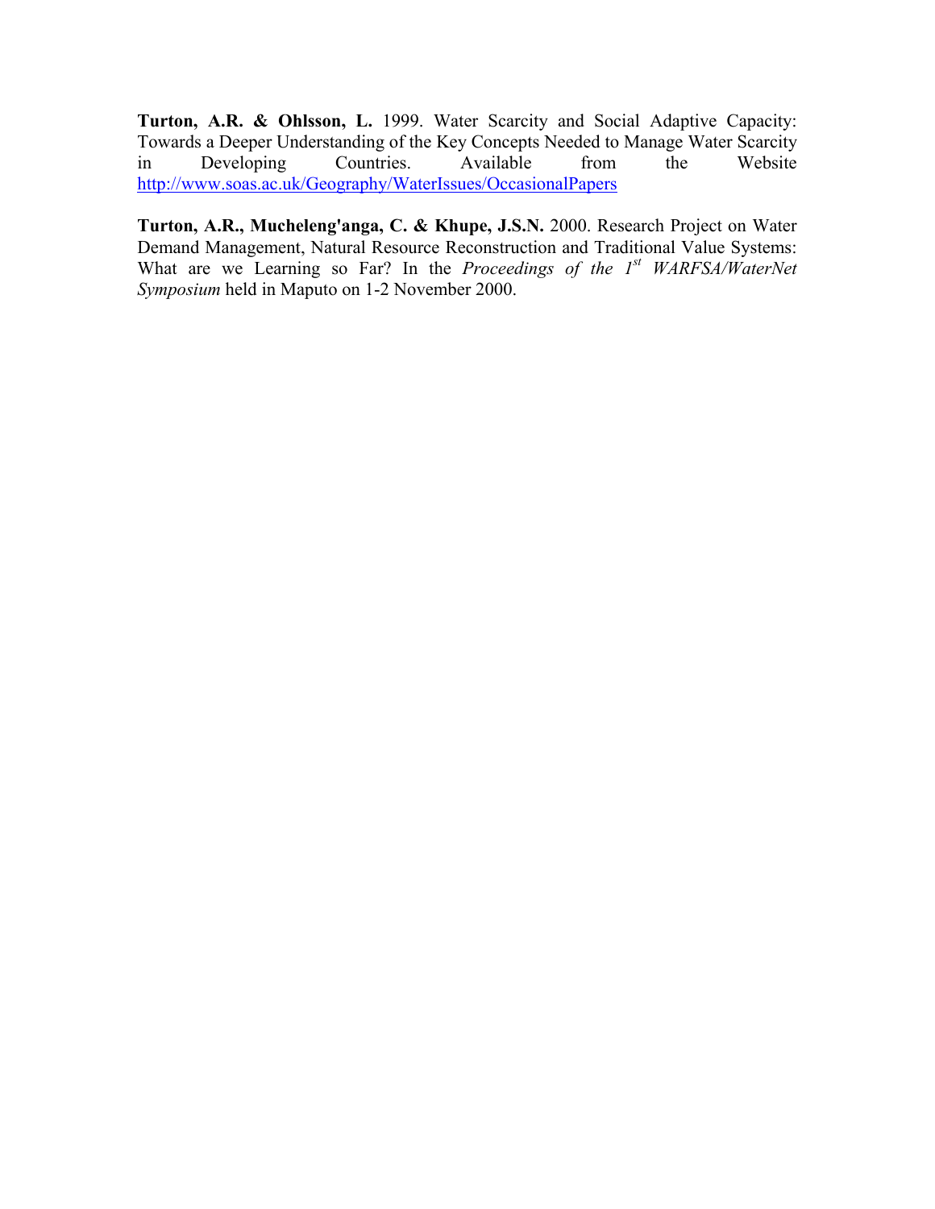**Turton, A.R. & Ohlsson, L.** 1999. Water Scarcity and Social Adaptive Capacity: Towards a Deeper Understanding of the Key Concepts Needed to Manage Water Scarcity in Developing Countries. Available from the Website http://www.soas.ac.uk/Geography/WaterIssues/OccasionalPapers

**Turton, A.R., Mucheleng'anga, C. & Khupe, J.S.N.** 2000. Research Project on Water Demand Management, Natural Resource Reconstruction and Traditional Value Systems: What are we Learning so Far? In the *Proceedings of the 1st WARFSA/WaterNet Symposium* held in Maputo on 1-2 November 2000.